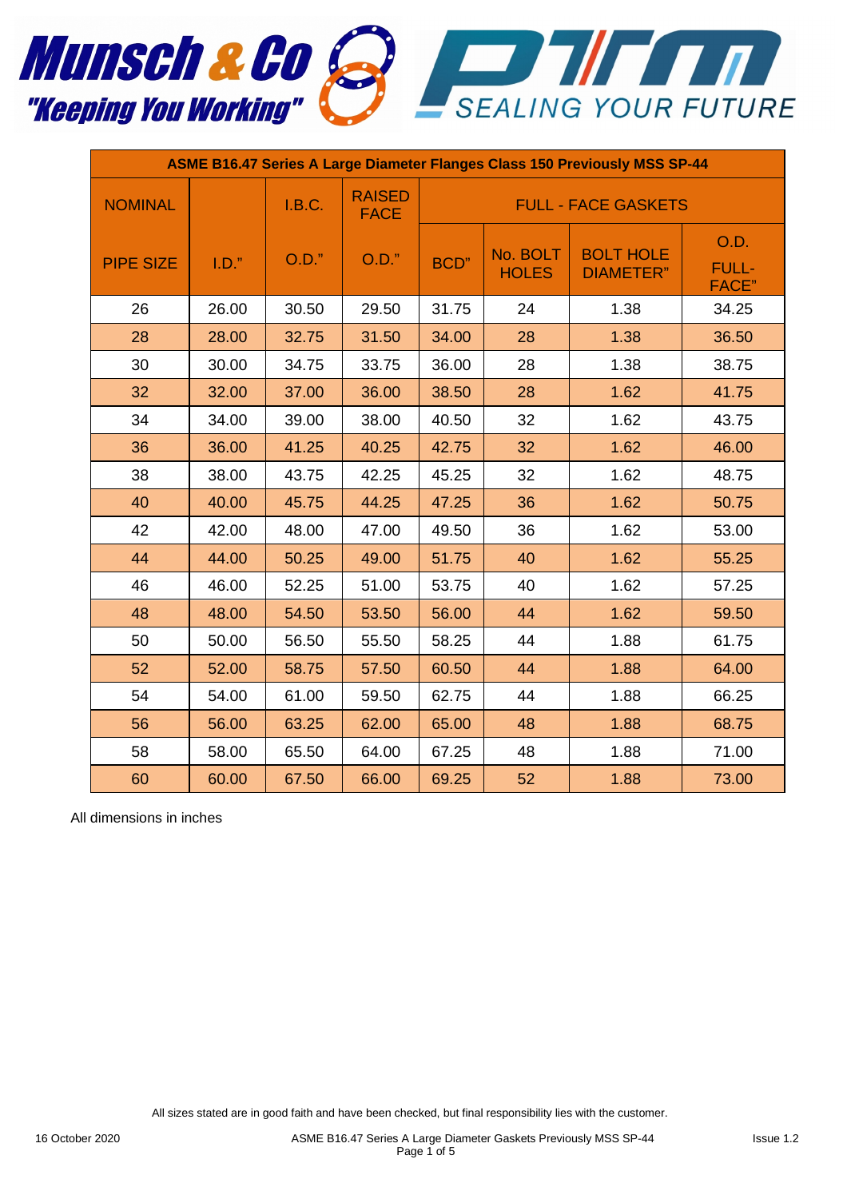| ASME B16.47 Series A Large Diameter Flanges Class 150 Previously MSS SP-44 | | | | | | | |
|---|---|---|---|---|---|---|---|
| NOMINAL | | I.B.C. | RAISED FACE | FULL - FACE GASKETS | | | |
| PIPE SIZE | I.D." | O.D." | O.D." | BCD" | No. BOLT HOLES | BOLT HOLE DIAMETER" | O.D. FULL-FACE" |
| 26 | 26.00 | 30.50 | 29.50 | 31.75 | 24 | 1.38 | 34.25 |
| 28 | 28.00 | 32.75 | 31.50 | 34.00 | 28 | 1.38 | 36.50 |
| 30 | 30.00 | 34.75 | 33.75 | 36.00 | 28 | 1.38 | 38.75 |
| 32 | 32.00 | 37.00 | 36.00 | 38.50 | 28 | 1.62 | 41.75 |
| 34 | 34.00 | 39.00 | 38.00 | 40.50 | 32 | 1.62 | 43.75 |
| 36 | 36.00 | 41.25 | 40.25 | 42.75 | 32 | 1.62 | 46.00 |
| 38 | 38.00 | 43.75 | 42.25 | 45.25 | 32 | 1.62 | 48.75 |
| 40 | 40.00 | 45.75 | 44.25 | 47.25 | 36 | 1.62 | 50.75 |
| 42 | 42.00 | 48.00 | 47.00 | 49.50 | 36 | 1.62 | 53.00 |
| 44 | 44.00 | 50.25 | 49.00 | 51.75 | 40 | 1.62 | 55.25 |
| 46 | 46.00 | 52.25 | 51.00 | 53.75 | 40 | 1.62 | 57.25 |
| 48 | 48.00 | 54.50 | 53.50 | 56.00 | 44 | 1.62 | 59.50 |
| 50 | 50.00 | 56.50 | 55.50 | 58.25 | 44 | 1.88 | 61.75 |
| 52 | 52.00 | 58.75 | 57.50 | 60.50 | 44 | 1.88 | 64.00 |
| 54 | 54.00 | 61.00 | 59.50 | 62.75 | 44 | 1.88 | 66.25 |
| 56 | 56.00 | 63.25 | 62.00 | 65.00 | 48 | 1.88 | 68.75 |
| 58 | 58.00 | 65.50 | 64.00 | 67.25 | 48 | 1.88 | 71.00 |
| 60 | 60.00 | 67.50 | 66.00 | 69.25 | 52 | 1.88 | 73.00 |

All dimensions in inches

All sizes stated are in good faith and have been checked, but final responsibility lies with the customer.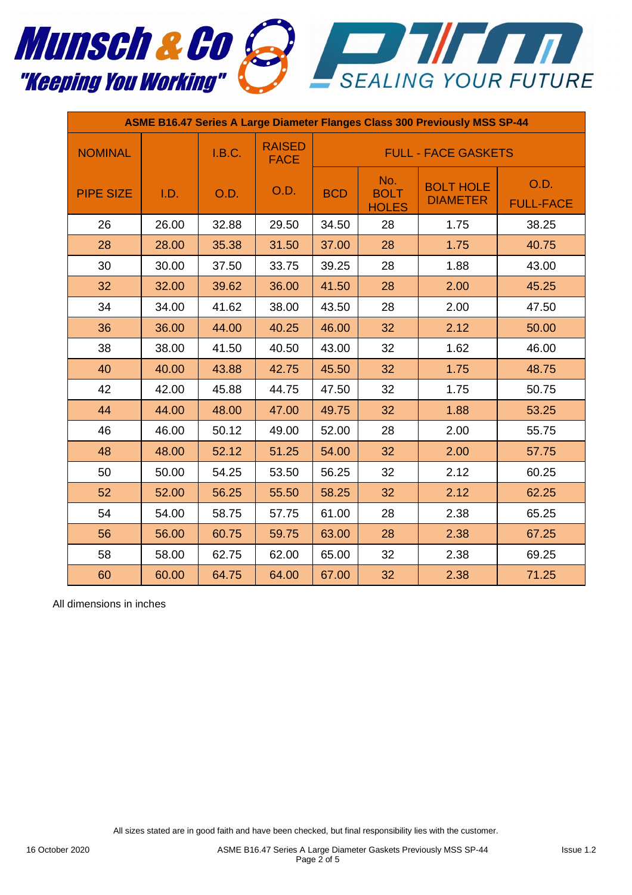| ASME B16.47 Series A Large Diameter Flanges Class 300 Previously MSS SP-44 | | | | | | | |
|---|---|---|---|---|---|---|---|
| NOMINAL | | I.B.C. | RAISED FACE | FULL - FACE GASKETS | | | |
| PIPE SIZE | I.D. | O.D. | O.D. | BCD | No. BOLT HOLES | BOLT HOLE DIAMETER | O.D. FULL-FACE |
| 26 | 26.00 | 32.88 | 29.50 | 34.50 | 28 | 1.75 | 38.25 |
| 28 | 28.00 | 35.38 | 31.50 | 37.00 | 28 | 1.75 | 40.75 |
| 30 | 30.00 | 37.50 | 33.75 | 39.25 | 28 | 1.88 | 43.00 |
| 32 | 32.00 | 39.62 | 36.00 | 41.50 | 28 | 2.00 | 45.25 |
| 34 | 34.00 | 41.62 | 38.00 | 43.50 | 28 | 2.00 | 47.50 |
| 36 | 36.00 | 44.00 | 40.25 | 46.00 | 32 | 2.12 | 50.00 |
| 38 | 38.00 | 41.50 | 40.50 | 43.00 | 32 | 1.62 | 46.00 |
| 40 | 40.00 | 43.88 | 42.75 | 45.50 | 32 | 1.75 | 48.75 |
| 42 | 42.00 | 45.88 | 44.75 | 47.50 | 32 | 1.75 | 50.75 |
| 44 | 44.00 | 48.00 | 47.00 | 49.75 | 32 | 1.88 | 53.25 |
| 46 | 46.00 | 50.12 | 49.00 | 52.00 | 28 | 2.00 | 55.75 |
| 48 | 48.00 | 52.12 | 51.25 | 54.00 | 32 | 2.00 | 57.75 |
| 50 | 50.00 | 54.25 | 53.50 | 56.25 | 32 | 2.12 | 60.25 |
| 52 | 52.00 | 56.25 | 55.50 | 58.25 | 32 | 2.12 | 62.25 |
| 54 | 54.00 | 58.75 | 57.75 | 61.00 | 28 | 2.38 | 65.25 |
| 56 | 56.00 | 60.75 | 59.75 | 63.00 | 28 | 2.38 | 67.25 |
| 58 | 58.00 | 62.75 | 62.00 | 65.00 | 32 | 2.38 | 69.25 |
| 60 | 60.00 | 64.75 | 64.00 | 67.00 | 32 | 2.38 | 71.25 |

All dimensions in inches

All sizes stated are in good faith and have been checked, but final responsibility lies with the customer.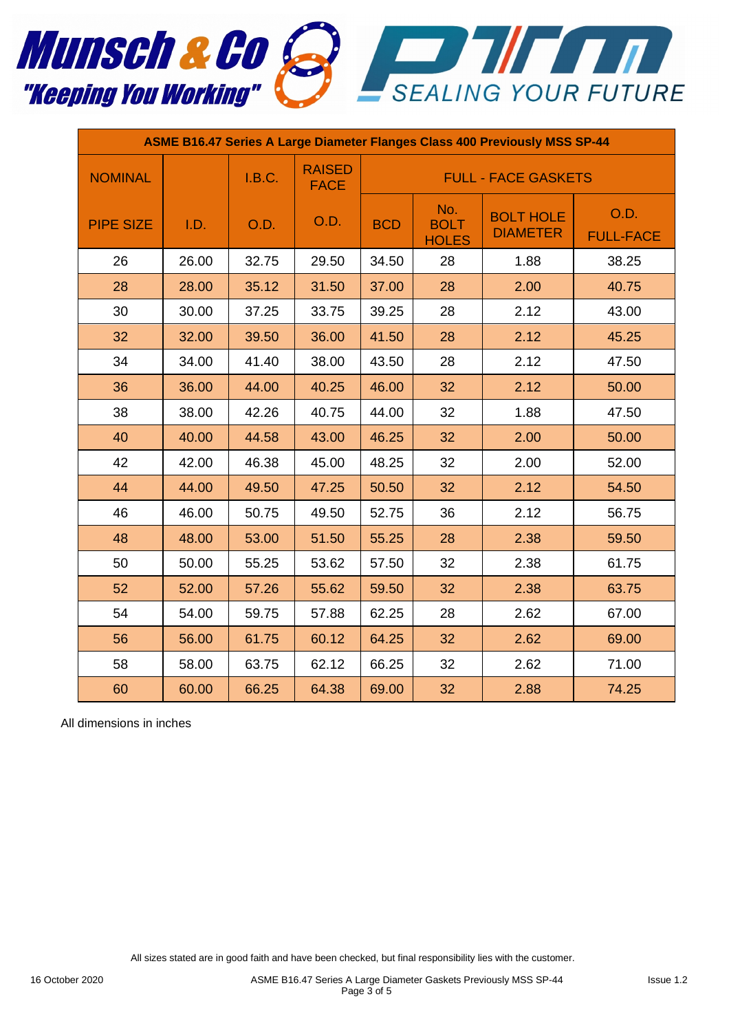| ASME B16.47 Series A Large Diameter Flanges Class 400 Previously MSS SP-44 | | | | | | | |
|---|---|---|---|---|---|---|---|
| NOMINAL | | I.B.C. | RAISED FACE | FULL - FACE GASKETS | | | |
| PIPE SIZE | I.D. | O.D. | O.D. | BCD | No. BOLT HOLES | BOLT HOLE DIAMETER | O.D. FULL-FACE |
| 26 | 26.00 | 32.75 | 29.50 | 34.50 | 28 | 1.88 | 38.25 |
| 28 | 28.00 | 35.12 | 31.50 | 37.00 | 28 | 2.00 | 40.75 |
| 30 | 30.00 | 37.25 | 33.75 | 39.25 | 28 | 2.12 | 43.00 |
| 32 | 32.00 | 39.50 | 36.00 | 41.50 | 28 | 2.12 | 45.25 |
| 34 | 34.00 | 41.40 | 38.00 | 43.50 | 28 | 2.12 | 47.50 |
| 36 | 36.00 | 44.00 | 40.25 | 46.00 | 32 | 2.12 | 50.00 |
| 38 | 38.00 | 42.26 | 40.75 | 44.00 | 32 | 1.88 | 47.50 |
| 40 | 40.00 | 44.58 | 43.00 | 46.25 | 32 | 2.00 | 50.00 |
| 42 | 42.00 | 46.38 | 45.00 | 48.25 | 32 | 2.00 | 52.00 |
| 44 | 44.00 | 49.50 | 47.25 | 50.50 | 32 | 2.12 | 54.50 |
| 46 | 46.00 | 50.75 | 49.50 | 52.75 | 36 | 2.12 | 56.75 |
| 48 | 48.00 | 53.00 | 51.50 | 55.25 | 28 | 2.38 | 59.50 |
| 50 | 50.00 | 55.25 | 53.62 | 57.50 | 32 | 2.38 | 61.75 |
| 52 | 52.00 | 57.26 | 55.62 | 59.50 | 32 | 2.38 | 63.75 |
| 54 | 54.00 | 59.75 | 57.88 | 62.25 | 28 | 2.62 | 67.00 |
| 56 | 56.00 | 61.75 | 60.12 | 64.25 | 32 | 2.62 | 69.00 |
| 58 | 58.00 | 63.75 | 62.12 | 66.25 | 32 | 2.62 | 71.00 |
| 60 | 60.00 | 66.25 | 64.38 | 69.00 | 32 | 2.88 | 74.25 |

All dimensions in inches

All sizes stated are in good faith and have been checked, but final responsibility lies with the customer.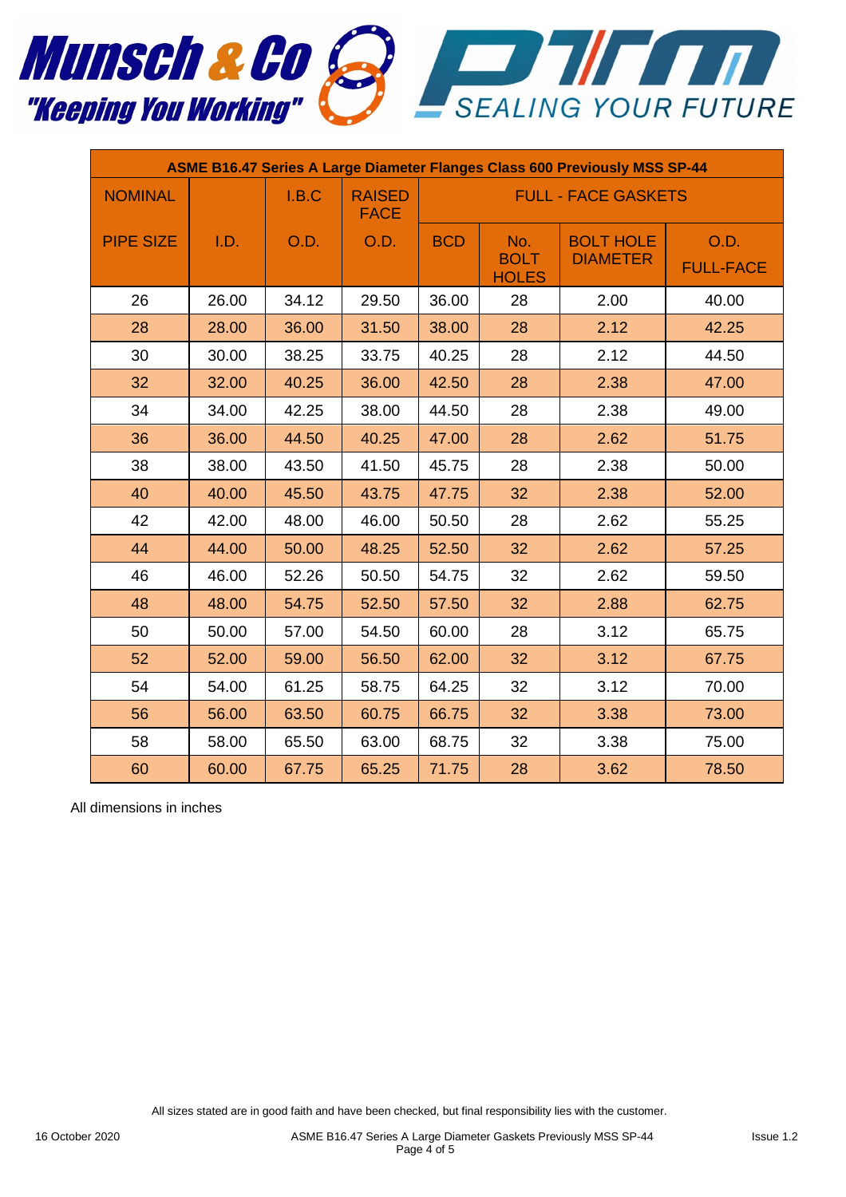| ASME B16.47 Series A Large Diameter Flanges Class 600 Previously MSS SP-44 | | | | | | | |
|---|---|---|---|---|---|---|---|
| NOMINAL | | I.B.C | RAISED FACE | FULL - FACE GASKETS | | | |
| PIPE SIZE | I.D. | O.D. | O.D. | BCD | No. BOLT HOLES | BOLT HOLE DIAMETER | O.D. FULL-FACE |
| 26 | 26.00 | 34.12 | 29.50 | 36.00 | 28 | 2.00 | 40.00 |
| 28 | 28.00 | 36.00 | 31.50 | 38.00 | 28 | 2.12 | 42.25 |
| 30 | 30.00 | 38.25 | 33.75 | 40.25 | 28 | 2.12 | 44.50 |
| 32 | 32.00 | 40.25 | 36.00 | 42.50 | 28 | 2.38 | 47.00 |
| 34 | 34.00 | 42.25 | 38.00 | 44.50 | 28 | 2.38 | 49.00 |
| 36 | 36.00 | 44.50 | 40.25 | 47.00 | 28 | 2.62 | 51.75 |
| 38 | 38.00 | 43.50 | 41.50 | 45.75 | 28 | 2.38 | 50.00 |
| 40 | 40.00 | 45.50 | 43.75 | 47.75 | 32 | 2.38 | 52.00 |
| 42 | 42.00 | 48.00 | 46.00 | 50.50 | 28 | 2.62 | 55.25 |
| 44 | 44.00 | 50.00 | 48.25 | 52.50 | 32 | 2.62 | 57.25 |
| 46 | 46.00 | 52.26 | 50.50 | 54.75 | 32 | 2.62 | 59.50 |
| 48 | 48.00 | 54.75 | 52.50 | 57.50 | 32 | 2.88 | 62.75 |
| 50 | 50.00 | 57.00 | 54.50 | 60.00 | 28 | 3.12 | 65.75 |
| 52 | 52.00 | 59.00 | 56.50 | 62.00 | 32 | 3.12 | 67.75 |
| 54 | 54.00 | 61.25 | 58.75 | 64.25 | 32 | 3.12 | 70.00 |
| 56 | 56.00 | 63.50 | 60.75 | 66.75 | 32 | 3.38 | 73.00 |
| 58 | 58.00 | 65.50 | 63.00 | 68.75 | 32 | 3.38 | 75.00 |
| 60 | 60.00 | 67.75 | 65.25 | 71.75 | 28 | 3.62 | 78.50 |

All dimensions in inches

All sizes stated are in good faith and have been checked, but final responsibility lies with the customer.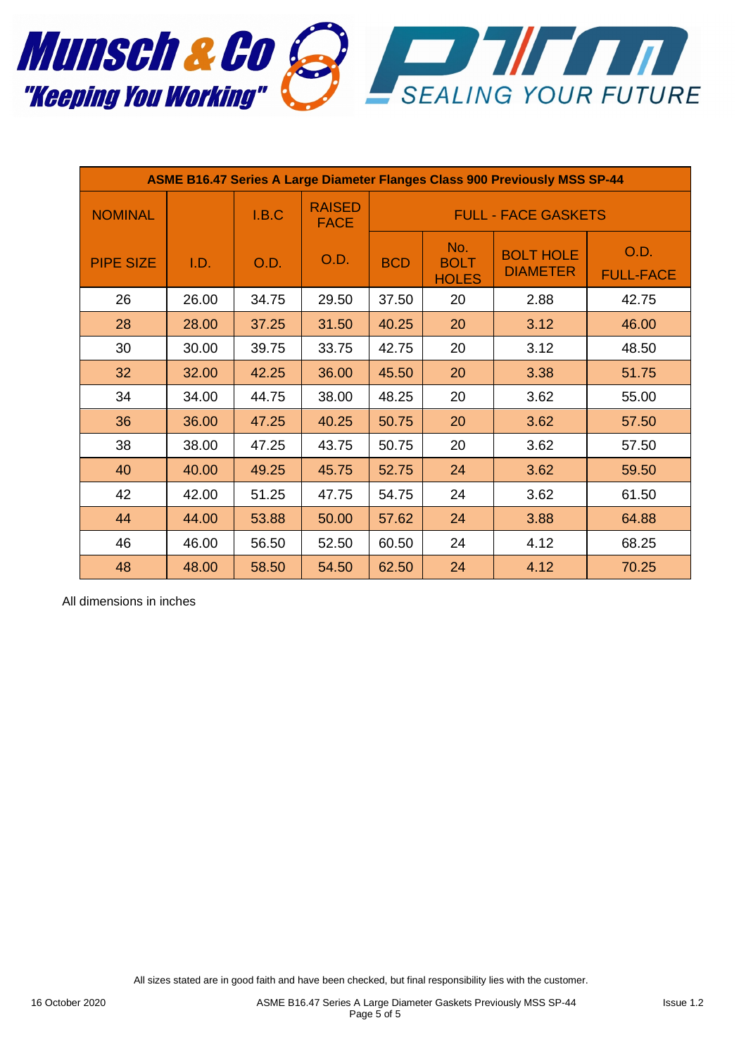| ASME B16.47 Series A Large Diameter Flanges Class 900 Previously MSS SP-44 | | | | | | | |
|---|---|---|---|---|---|---|---|
| NOMINAL | | I.B.C | RAISED FACE | FULL - FACE GASKETS | | | |
| PIPE SIZE | I.D. | O.D. | O.D. | BCD | No. BOLT HOLES | BOLT HOLE DIAMETER | O.D. FULL-FACE |
| 26 | 26.00 | 34.75 | 29.50 | 37.50 | 20 | 2.88 | 42.75 |
| 28 | 28.00 | 37.25 | 31.50 | 40.25 | 20 | 3.12 | 46.00 |
| 30 | 30.00 | 39.75 | 33.75 | 42.75 | 20 | 3.12 | 48.50 |
| 32 | 32.00 | 42.25 | 36.00 | 45.50 | 20 | 3.38 | 51.75 |
| 34 | 34.00 | 44.75 | 38.00 | 48.25 | 20 | 3.62 | 55.00 |
| 36 | 36.00 | 47.25 | 40.25 | 50.75 | 20 | 3.62 | 57.50 |
| 38 | 38.00 | 47.25 | 43.75 | 50.75 | 20 | 3.62 | 57.50 |
| 40 | 40.00 | 49.25 | 45.75 | 52.75 | 24 | 3.62 | 59.50 |
| 42 | 42.00 | 51.25 | 47.75 | 54.75 | 24 | 3.62 | 61.50 |
| 44 | 44.00 | 53.88 | 50.00 | 57.62 | 24 | 3.88 | 64.88 |
| 46 | 46.00 | 56.50 | 52.50 | 60.50 | 24 | 4.12 | 68.25 |
| 48 | 48.00 | 58.50 | 54.50 | 62.50 | 24 | 4.12 | 70.25 |

All dimensions in inches

All sizes stated are in good faith and have been checked, but final responsibility lies with the customer.